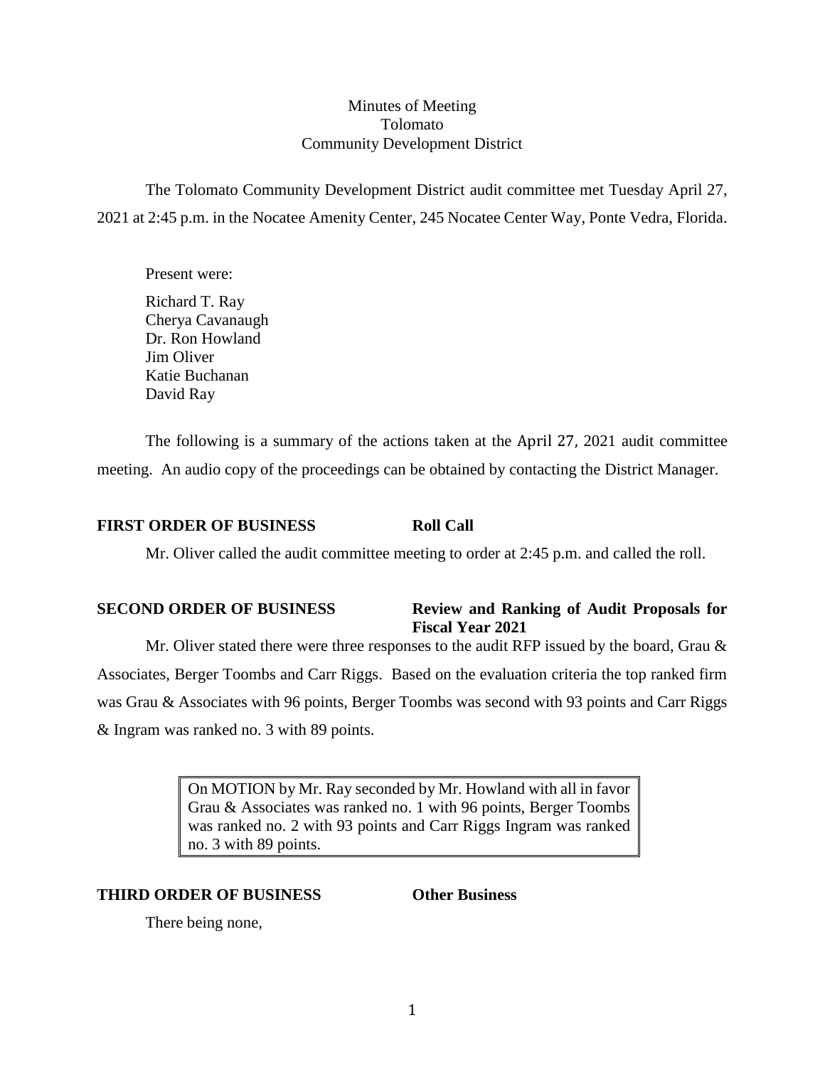Minutes of Meeting
Tolomato
Community Development District

The Tolomato Community Development District audit committee met Tuesday April 27, 2021 at 2:45 p.m. in the Nocatee Amenity Center, 245 Nocatee Center Way, Ponte Vedra, Florida.

Present were:

Richard T. Ray
Cherya Cavanaugh
Dr. Ron Howland
Jim Oliver
Katie Buchanan
David Ray

The following is a summary of the actions taken at the April 27, 2021 audit committee meeting. An audio copy of the proceedings can be obtained by contacting the District Manager.

**FIRST ORDER OF BUSINESS** **Roll Call**

Mr. Oliver called the audit committee meeting to order at 2:45 p.m. and called the roll.

**SECOND ORDER OF BUSINESS** **Review and Ranking of Audit Proposals for Fiscal Year 2021**

Mr. Oliver stated there were three responses to the audit RFP issued by the board, Grau & Associates, Berger Toombs and Carr Riggs. Based on the evaluation criteria the top ranked firm was Grau & Associates with 96 points, Berger Toombs was second with 93 points and Carr Riggs & Ingram was ranked no. 3 with 89 points.

> On MOTION by Mr. Ray seconded by Mr. Howland with all in favor Grau & Associates was ranked no. 1 with 96 points, Berger Toombs was ranked no. 2 with 93 points and Carr Riggs Ingram was ranked no. 3 with 89 points.

**THIRD ORDER OF BUSINESS** **Other Business**

There being none,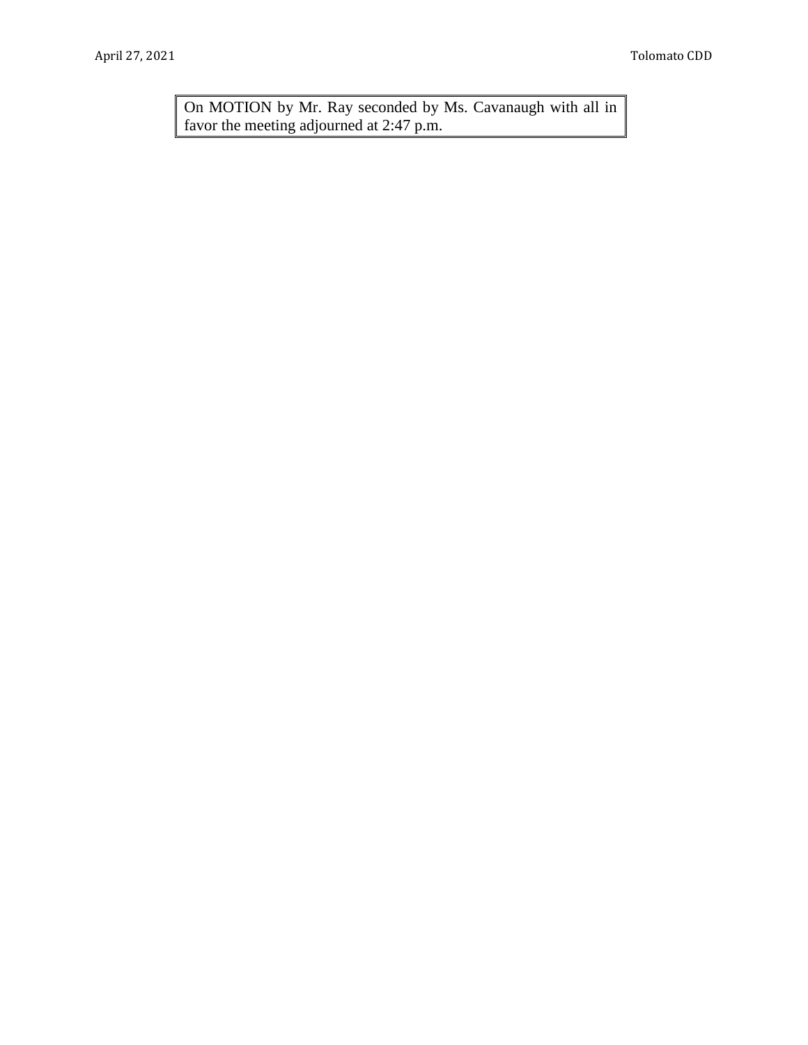On MOTION by Mr. Ray seconded by Ms. Cavanaugh with all in favor the meeting adjourned at 2:47 p.m.